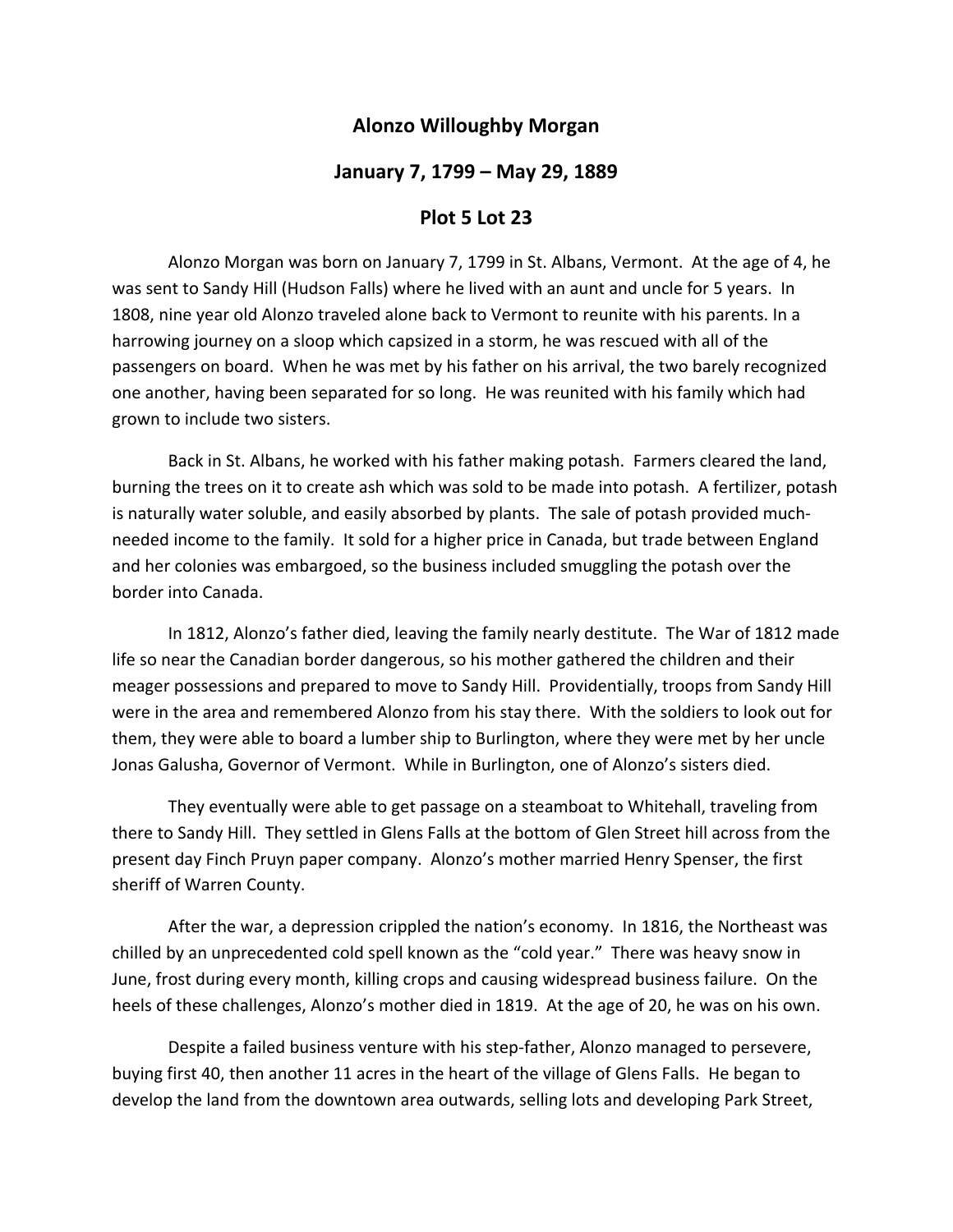# Alonzo Willoughby Morgan

## January 7, 1799 – May 29, 1889

## Plot 5 Lot 23

Alonzo Morgan was born on January 7, 1799 in St. Albans, Vermont. At the age of 4, he was sent to Sandy Hill (Hudson Falls) where he lived with an aunt and uncle for 5 years. In 1808, nine year old Alonzo traveled alone back to Vermont to reunite with his parents. In a harrowing journey on a sloop which capsized in a storm, he was rescued with all of the passengers on board. When he was met by his father on his arrival, the two barely recognized one another, having been separated for so long. He was reunited with his family which had grown to include two sisters.

Back in St. Albans, he worked with his father making potash. Farmers cleared the land, burning the trees on it to create ash which was sold to be made into potash. A fertilizer, potash is naturally water soluble, and easily absorbed by plants. The sale of potash provided much-needed income to the family. It sold for a higher price in Canada, but trade between England and her colonies was embargoed, so the business included smuggling the potash over the border into Canada.

In 1812, Alonzo's father died, leaving the family nearly destitute. The War of 1812 made life so near the Canadian border dangerous, so his mother gathered the children and their meager possessions and prepared to move to Sandy Hill. Providentially, troops from Sandy Hill were in the area and remembered Alonzo from his stay there. With the soldiers to look out for them, they were able to board a lumber ship to Burlington, where they were met by her uncle Jonas Galusha, Governor of Vermont. While in Burlington, one of Alonzo's sisters died.

They eventually were able to get passage on a steamboat to Whitehall, traveling from there to Sandy Hill. They settled in Glens Falls at the bottom of Glen Street hill across from the present day Finch Pruyn paper company. Alonzo's mother married Henry Spenser, the first sheriff of Warren County.

After the war, a depression crippled the nation's economy. In 1816, the Northeast was chilled by an unprecedented cold spell known as the "cold year." There was heavy snow in June, frost during every month, killing crops and causing widespread business failure. On the heels of these challenges, Alonzo's mother died in 1819. At the age of 20, he was on his own.

Despite a failed business venture with his step-father, Alonzo managed to persevere, buying first 40, then another 11 acres in the heart of the village of Glens Falls. He began to develop the land from the downtown area outwards, selling lots and developing Park Street,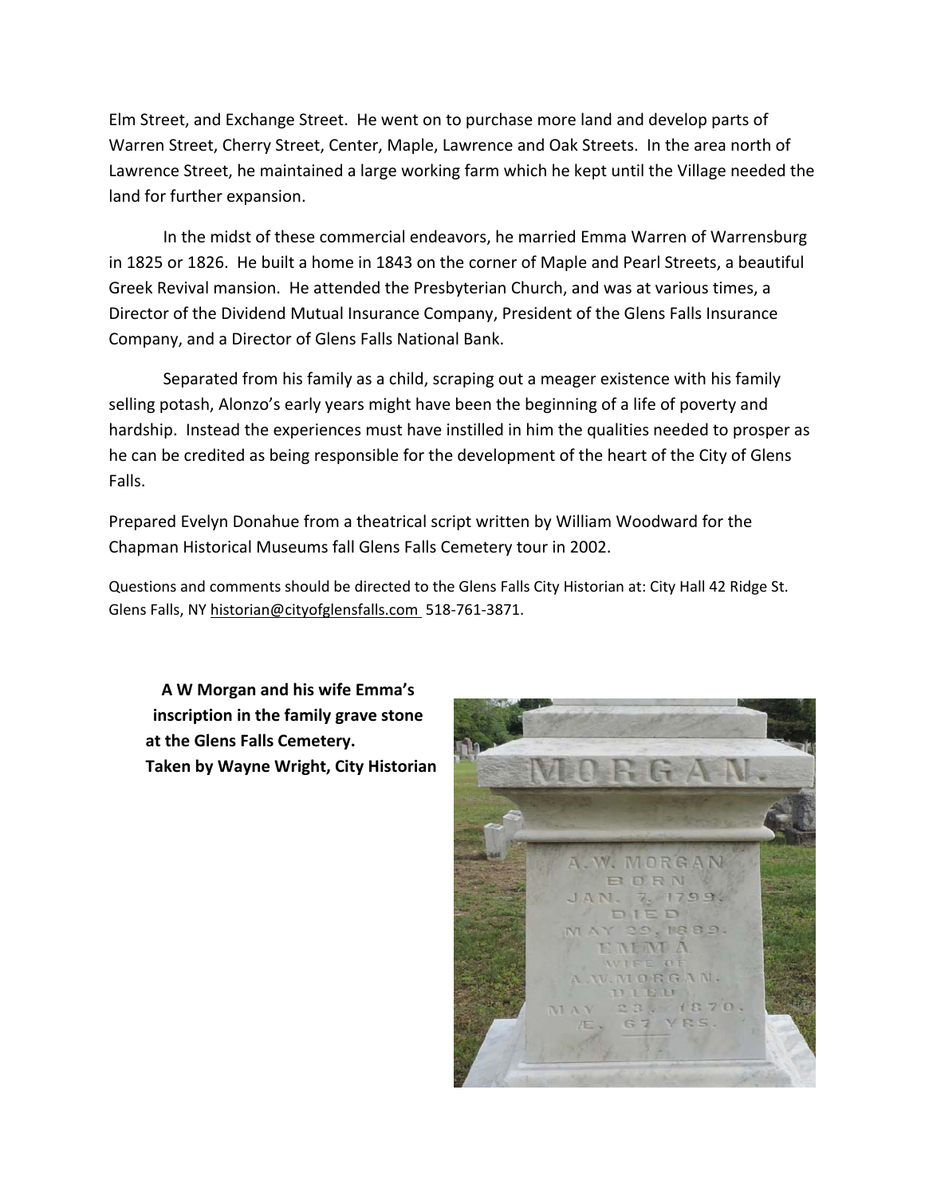Elm Street, and Exchange Street. He went on to purchase more land and develop parts of Warren Street, Cherry Street, Center, Maple, Lawrence and Oak Streets. In the area north of Lawrence Street, he maintained a large working farm which he kept until the Village needed the land for further expansion.

In the midst of these commercial endeavors, he married Emma Warren of Warrensburg in 1825 or 1826. He built a home in 1843 on the corner of Maple and Pearl Streets, a beautiful Greek Revival mansion. He attended the Presbyterian Church, and was at various times, a Director of the Dividend Mutual Insurance Company, President of the Glens Falls Insurance Company, and a Director of Glens Falls National Bank.

Separated from his family as a child, scraping out a meager existence with his family selling potash, Alonzo's early years might have been the beginning of a life of poverty and hardship. Instead the experiences must have instilled in him the qualities needed to prosper as he can be credited as being responsible for the development of the heart of the City of Glens Falls.

Prepared Evelyn Donahue from a theatrical script written by William Woodward for the Chapman Historical Museums fall Glens Falls Cemetery tour in 2002.

Questions and comments should be directed to the Glens Falls City Historian at: City Hall 42 Ridge St. Glens Falls, NY historian@cityofglensfalls.com 518-761-3871.

**A W Morgan and his wife Emma's inscription in the family grave stone at the Glens Falls Cemetery. Taken by Wayne Wright, City Historian**